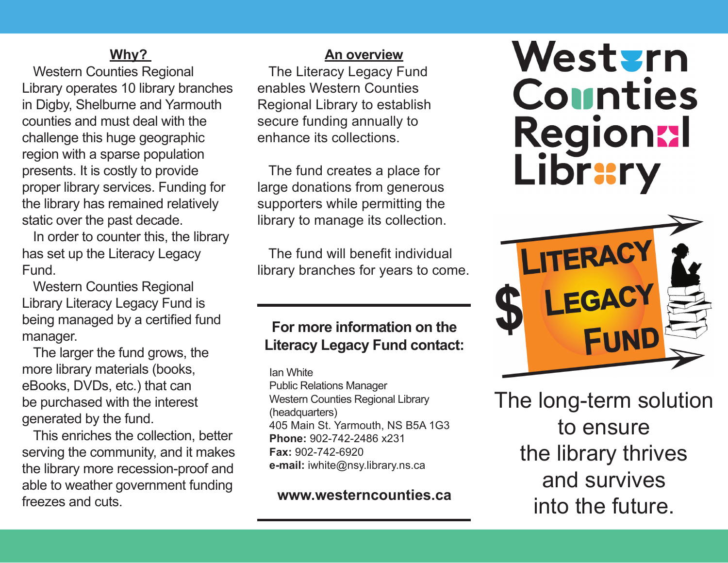## Why?

Western Counties Regional Library operates 10 library branches in Digby, Shelburne and Yarmouth counties and must deal with the challenge this huge geographic region with a sparse population presents. It is costly to provide proper library services. Funding for the library has remained relatively static over the past decade.

In order to counter this, the library has set up the Literacy Legacy Fund.

Western Counties Regional Library Literacy Legacy Fund is being managed by a certified fund manager.

The larger the fund grows, the more library materials (books, eBooks, DVDs, etc.) that can be purchased with the interest generated by the fund.

This enriches the collection, better serving the community, and it makes the library more recession-proof and able to weather government funding freezes and cuts.

## An overview

The Literacy Legacy Fund enables Western Counties Regional Library to establish secure funding annually to enhance its collections.

The fund creates a place for large donations from generous supporters while permitting the library to manage its collection.

The fund will benefit individual library branches for years to come.

---

### For more information on the Literacy Legacy Fund contact:

Ian White
Public Relations Manager
Western Counties Regional Library (headquarters)
405 Main St. Yarmouth, NS B5A 1G3
**Phone:** 902-742-2486 x231
**Fax:** 902-742-6920
**e-mail:** iwhite@nsy.library.ns.ca

**www.westerncounties.ca**

---

# Western Counties Regional Library

# $ Literacy Legacy Fund

The long-term solution to ensure the library thrives and survives into the future.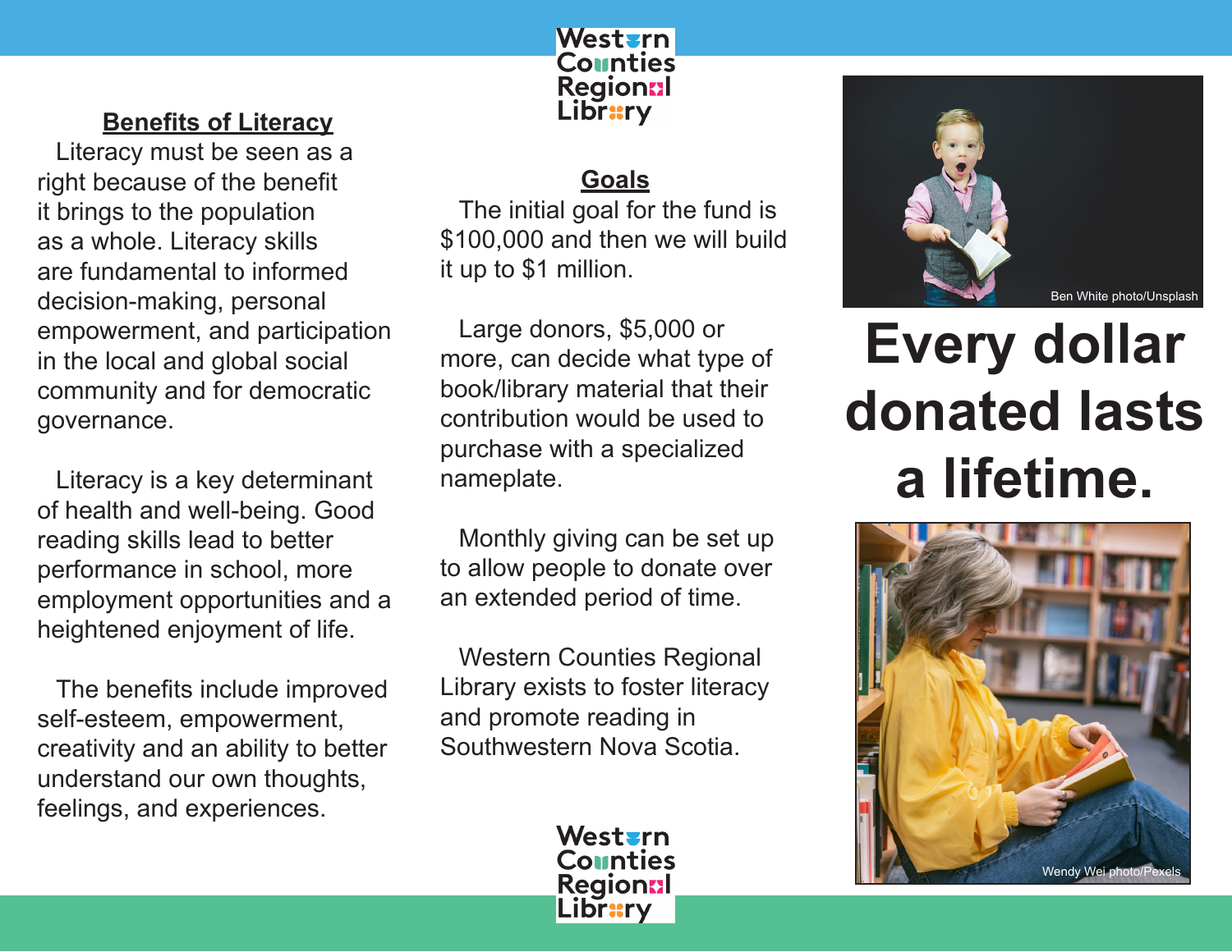## Benefits of Literacy

Literacy must be seen as a right because of the benefit it brings to the population as a whole. Literacy skills are fundamental to informed decision-making, personal empowerment, and participation in the local and global social community and for democratic governance.

Literacy is a key determinant of health and well-being. Good reading skills lead to better performance in school, more employment opportunities and a heightened enjoyment of life.

The benefits include improved self-esteem, empowerment, creativity and an ability to better understand our own thoughts, feelings, and experiences.

Western Counties Regional Library

## Goals

The initial goal for the fund is $100,000 and then we will build it up to $1 million.

Large donors, $5,000 or more, can decide what type of book/library material that their contribution would be used to purchase with a specialized nameplate.

Monthly giving can be set up to allow people to donate over an extended period of time.

Western Counties Regional Library exists to foster literacy and promote reading in Southwestern Nova Scotia.

Western Counties Regional Library

Ben White photo/Unsplash

# Every dollar donated lasts a lifetime.

Wendy Wei photo/Pexels